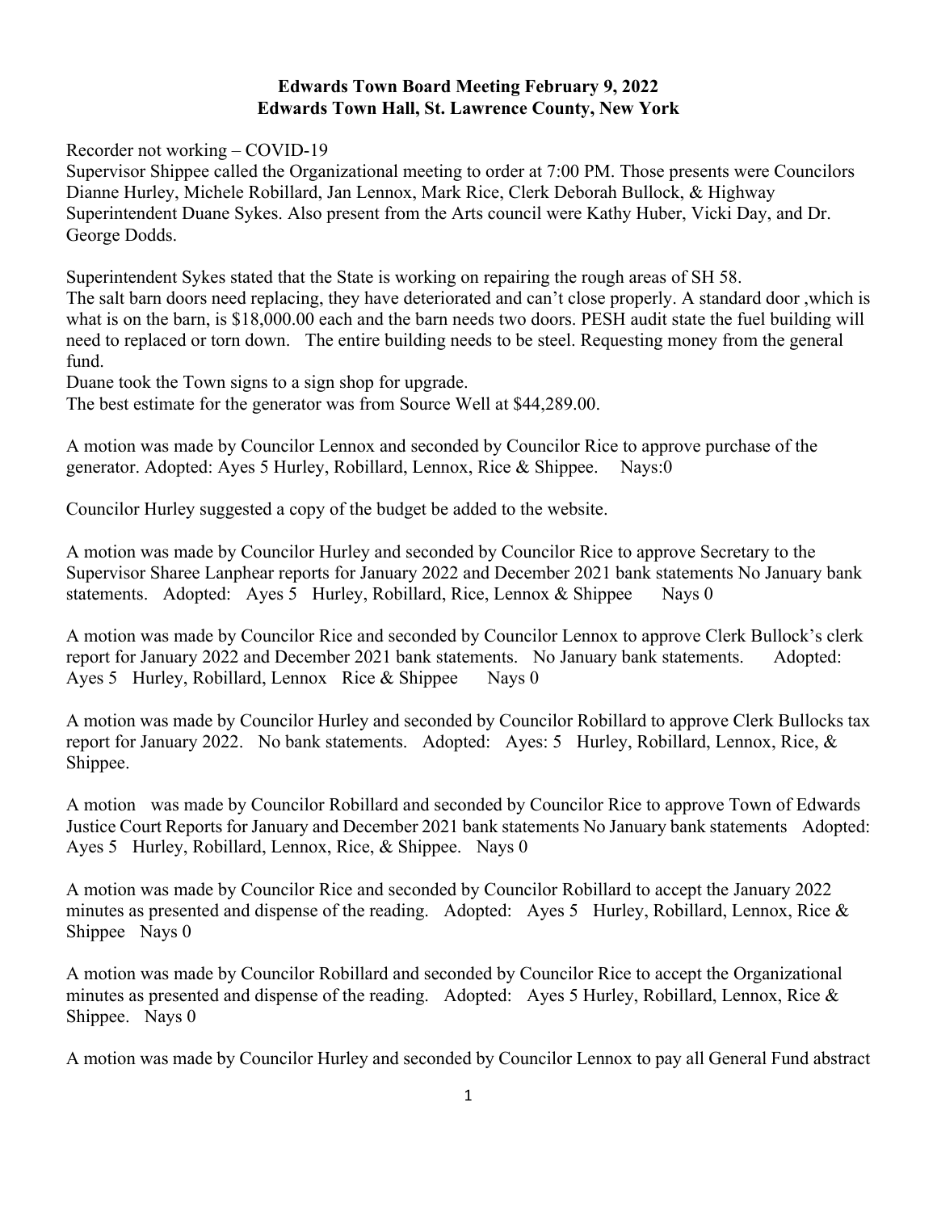**Edwards Town Board Meeting February 9, 2022**
**Edwards Town Hall, St. Lawrence County, New York**

Recorder not working – COVID-19
Supervisor Shippee called the Organizational meeting to order at 7:00 PM. Those presents were Councilors Dianne Hurley, Michele Robillard, Jan Lennox, Mark Rice, Clerk Deborah Bullock, & Highway Superintendent Duane Sykes. Also present from the Arts council were Kathy Huber, Vicki Day, and Dr. George Dodds.

Superintendent Sykes stated that the State is working on repairing the rough areas of SH 58.
The salt barn doors need replacing, they have deteriorated and can't close properly. A standard door ,which is what is on the barn, is $18,000.00 each and the barn needs two doors. PESH audit state the fuel building will need to replaced or torn down. The entire building needs to be steel. Requesting money from the general fund.
Duane took the Town signs to a sign shop for upgrade.
The best estimate for the generator was from Source Well at $44,289.00.

A motion was made by Councilor Lennox and seconded by Councilor Rice to approve purchase of the generator. Adopted: Ayes 5 Hurley, Robillard, Lennox, Rice & Shippee. Nays:0

Councilor Hurley suggested a copy of the budget be added to the website.

A motion was made by Councilor Hurley and seconded by Councilor Rice to approve Secretary to the Supervisor Sharee Lanphear reports for January 2022 and December 2021 bank statements No January bank statements. Adopted: Ayes 5 Hurley, Robillard, Rice, Lennox & Shippee Nays 0

A motion was made by Councilor Rice and seconded by Councilor Lennox to approve Clerk Bullock's clerk report for January 2022 and December 2021 bank statements. No January bank statements. Adopted: Ayes 5 Hurley, Robillard, Lennox Rice & Shippee Nays 0

A motion was made by Councilor Hurley and seconded by Councilor Robillard to approve Clerk Bullocks tax report for January 2022. No bank statements. Adopted: Ayes: 5 Hurley, Robillard, Lennox, Rice, & Shippee.

A motion was made by Councilor Robillard and seconded by Councilor Rice to approve Town of Edwards Justice Court Reports for January and December 2021 bank statements No January bank statements Adopted: Ayes 5 Hurley, Robillard, Lennox, Rice, & Shippee. Nays 0

A motion was made by Councilor Rice and seconded by Councilor Robillard to accept the January 2022 minutes as presented and dispense of the reading. Adopted: Ayes 5 Hurley, Robillard, Lennox, Rice & Shippee Nays 0

A motion was made by Councilor Robillard and seconded by Councilor Rice to accept the Organizational minutes as presented and dispense of the reading. Adopted: Ayes 5 Hurley, Robillard, Lennox, Rice & Shippee. Nays 0

A motion was made by Councilor Hurley and seconded by Councilor Lennox to pay all General Fund abstract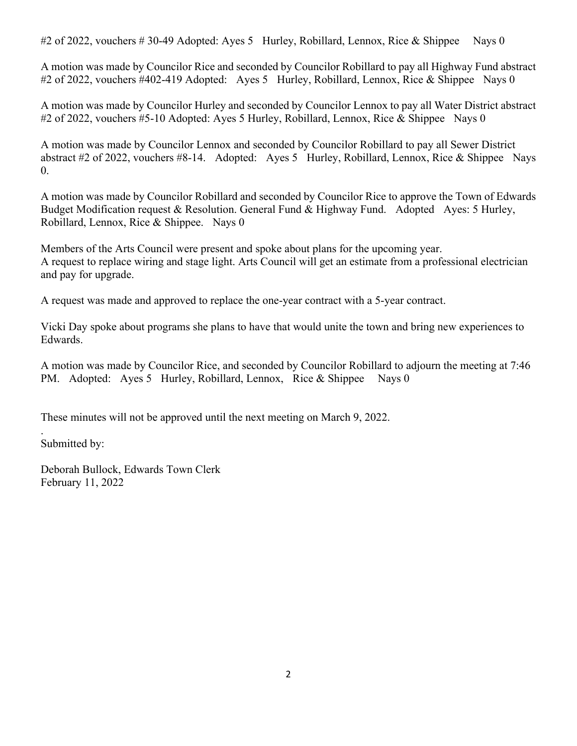#2 of 2022, vouchers # 30-49 Adopted: Ayes 5 Hurley, Robillard, Lennox, Rice & Shippee Nays 0

A motion was made by Councilor Rice and seconded by Councilor Robillard to pay all Highway Fund abstract #2 of 2022, vouchers #402-419 Adopted: Ayes 5 Hurley, Robillard, Lennox, Rice & Shippee Nays 0

A motion was made by Councilor Hurley and seconded by Councilor Lennox to pay all Water District abstract #2 of 2022, vouchers #5-10 Adopted: Ayes 5 Hurley, Robillard, Lennox, Rice & Shippee Nays 0

A motion was made by Councilor Lennox and seconded by Councilor Robillard to pay all Sewer District abstract #2 of 2022, vouchers #8-14. Adopted: Ayes 5 Hurley, Robillard, Lennox, Rice & Shippee Nays 0.

A motion was made by Councilor Robillard and seconded by Councilor Rice to approve the Town of Edwards Budget Modification request & Resolution. General Fund & Highway Fund. Adopted Ayes: 5 Hurley, Robillard, Lennox, Rice & Shippee. Nays 0

Members of the Arts Council were present and spoke about plans for the upcoming year.
A request to replace wiring and stage light. Arts Council will get an estimate from a professional electrician and pay for upgrade.

A request was made and approved to replace the one-year contract with a 5-year contract.

Vicki Day spoke about programs she plans to have that would unite the town and bring new experiences to Edwards.

A motion was made by Councilor Rice, and seconded by Councilor Robillard to adjourn the meeting at 7:46 PM. Adopted: Ayes 5 Hurley, Robillard, Lennox, Rice & Shippee Nays 0

These minutes will not be approved until the next meeting on March 9, 2022.

.
Submitted by:

Deborah Bullock, Edwards Town Clerk
February 11, 2022